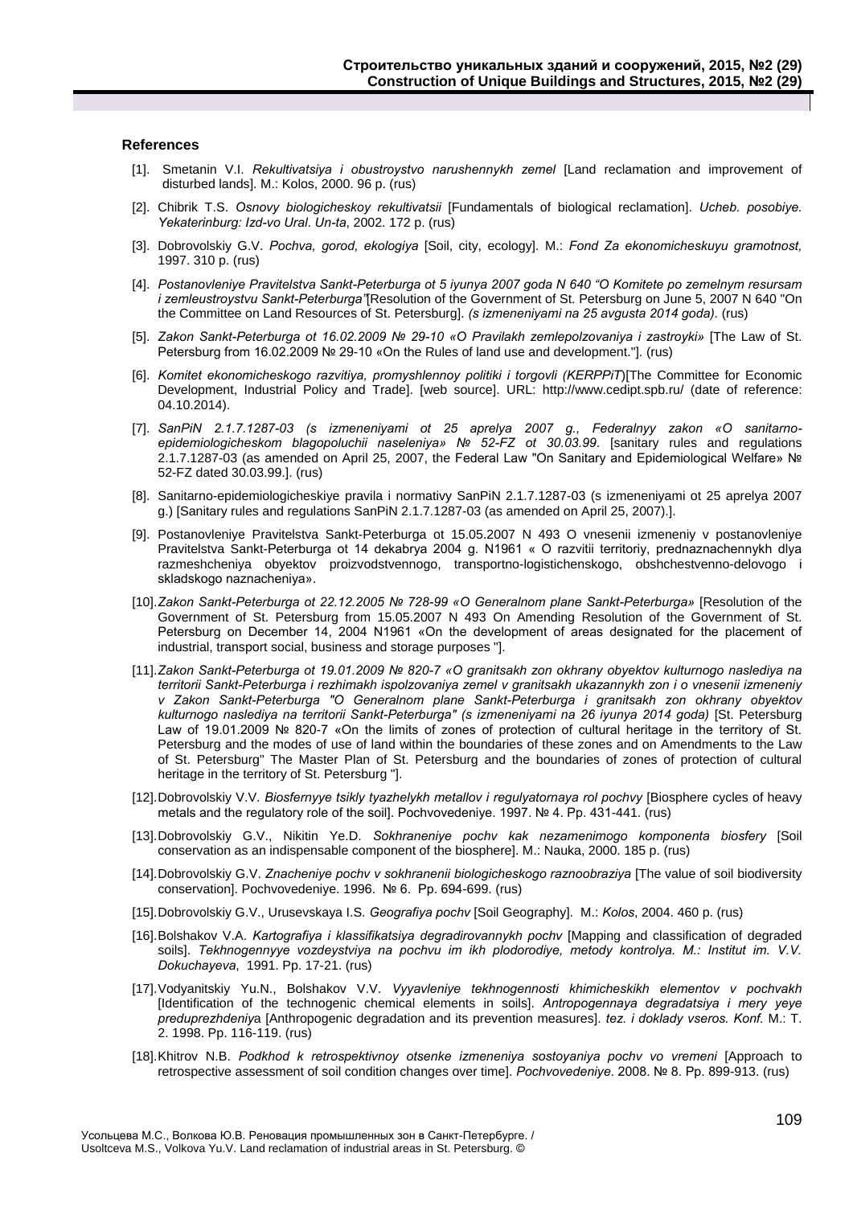### References

[1]. Smetanin V.I. *Rekultivatsiya i obustroystvo narushennykh zemel* [Land reclamation and improvement of disturbed lands]. M.: Kolos, 2000. 96 p. (rus)

[2]. Chibrik T.S. *Osnovy biologicheskoy rekultivatsii* [Fundamentals of biological reclamation]. *Ucheb. posobiye. Yekaterinburg: Izd-vo Ural. Un-ta*, 2002. 172 p. (rus)

[3]. Dobrovolskiy G.V. *Pochva, gorod, ekologiya* [Soil, city, ecology]. M.: *Fond Za ekonomicheskuyu gramotnost,* 1997. 310 p. (rus)

[4]. *Postanovleniye Pravitelstva Sankt-Peterburga ot 5 iyunya 2007 goda N 640 "O Komitete po zemelnym resursam i zemleustroystvu Sankt-Peterburga"*[Resolution of the Government of St. Petersburg on June 5, 2007 N 640 "On the Committee on Land Resources of St. Petersburg]. *(s izmeneniyami na 25 avgusta 2014 goda).* (rus)

[5]. *Zakon Sankt-Peterburga ot 16.02.2009 № 29-10 «O Pravilakh zemlepolzovaniya i zastroyki»* [The Law of St. Petersburg from 16.02.2009 № 29-10 «On the Rules of land use and development."]. (rus)

[6]. *Komitet ekonomicheskogo razvitiya, promyshlennoy politiki i torgovli (KERPPiT)*[The Committee for Economic Development, Industrial Policy and Trade]. [web source]. URL: http://www.cedipt.spb.ru/ (date of reference: 04.10.2014).

[7]. *SanPiN 2.1.7.1287-03 (s izmeneniyami ot 25 aprelya 2007 g., Federalnyy zakon «O sanitarno-epidemiologicheskom blagopoluchii naseleniya» № 52-FZ ot 30.03.99*. [sanitary rules and regulations 2.1.7.1287-03 (as amended on April 25, 2007, the Federal Law "On Sanitary and Epidemiological Welfare» № 52-FZ dated 30.03.99.]. (rus)

[8]. Sanitarno-epidemiologicheskiye pravila i normativy SanPiN 2.1.7.1287-03 (s izmeneniyami ot 25 aprelya 2007 g.) [Sanitary rules and regulations SanPiN 2.1.7.1287-03 (as amended on April 25, 2007).].

[9]. Postanovleniye Pravitelstva Sankt-Peterburga ot 15.05.2007 N 493 O vnesenii izmeneniy v postanovleniye Pravitelstva Sankt-Peterburga ot 14 dekabrya 2004 g. N1961 « O razvitii territoriy, prednaznachennykh dlya razmeshcheniya obyektov proizvodstvennogo, transportno-logistichenskogo, obshchestvenno-delovogo i skladskogo naznacheniya».

[10]. *Zakon Sankt-Peterburga ot 22.12.2005 № 728-99 «O Generalnom plane Sankt-Peterburga»* [Resolution of the Government of St. Petersburg from 15.05.2007 N 493 On Amending Resolution of the Government of St. Petersburg on December 14, 2004 N1961 «On the development of areas designated for the placement of industrial, transport social, business and storage purposes "].

[11]. *Zakon Sankt-Peterburga ot 19.01.2009 № 820-7 «O granitsakh zon okhrany obyektov kulturnogo naslediya na territorii Sankt-Peterburga i rezhimakh ispolzovaniya zemel v granitsakh ukazannykh zon i o vnesenii izmeneniy v Zakon Sankt-Peterburga "O Generalnom plane Sankt-Peterburga i granitsakh zon okhrany obyektov kulturnogo naslediya na territorii Sankt-Peterburga" (s izmeneniyami na 26 iyunya 2014 goda)* [St. Petersburg Law of 19.01.2009 № 820-7 «On the limits of zones of protection of cultural heritage in the territory of St. Petersburg and the modes of use of land within the boundaries of these zones and on Amendments to the Law of St. Petersburg" The Master Plan of St. Petersburg and the boundaries of zones of protection of cultural heritage in the territory of St. Petersburg "].

[12]. Dobrovolskiy V.V. *Biosfernyye tsikly tyazhelykh metallov i regulyatornaya rol pochvy* [Biosphere cycles of heavy metals and the regulatory role of the soil]. Pochvovedeniye. 1997. № 4. Pp. 431-441. (rus)

[13]. Dobrovolskiy G.V., Nikitin Ye.D. *Sokhraneniye pochv kak nezamenimogo komponenta biosfery* [Soil conservation as an indispensable component of the biosphere]. M.: Nauka, 2000. 185 p. (rus)

[14]. Dobrovolskiy G.V. *Znacheniye pochv v sokhranenii biologicheskogo raznoobraziya* [The value of soil biodiversity conservation]. Pochvovedeniye. 1996. № 6. Pp. 694-699. (rus)

[15]. Dobrovolskiy G.V., Urusevskaya I.S. *Geografiya pochv* [Soil Geography]. M.: *Kolos*, 2004. 460 p. (rus)

[16]. Bolshakov V.A. *Kartografiya i klassifikatsiya degradirovannykh pochv* [Mapping and classification of degraded soils]. *Tekhnogennyye vozdeystviya na pochvu im ikh plodorodiye, metody kontrolya. M.: Institut im. V.V. Dokuchayeva*, 1991. Pp. 17-21. (rus)

[17]. Vodyanitskiy Yu.N., Bolshakov V.V. *Vyyavleniye tekhnogennosti khimicheskikh elementov v pochvakh* [Identification of the technogenic chemical elements in soils]. *Antropogennaya degradatsiya i mery yeye preduprezhdeniya* [Anthropogenic degradation and its prevention measures]. *tez. i doklady vseros. Konf.* M.: T. 2. 1998. Pp. 116-119. (rus)

[18]. Khitrov N.B. *Podkhod k retrospektivnoy otsenke izmeneniya sostoyaniya pochv vo vremeni* [Approach to retrospective assessment of soil condition changes over time]. *Pochvovedeniye*. 2008. № 8. Pp. 899-913. (rus)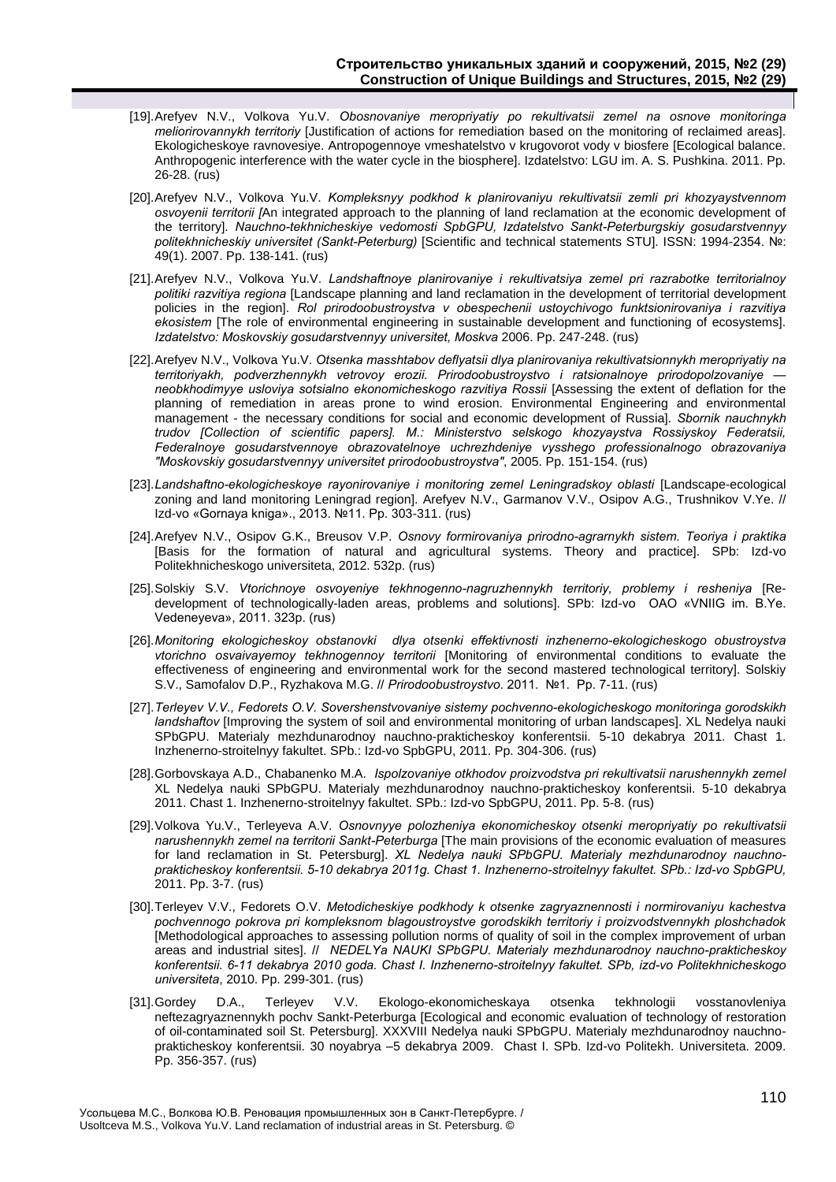[19]. Arefyev N.V., Volkova Yu.V. *Obosnovaniye meropriyatiy po rekultivatsii zemel na osnove monitoringa meliorirovannykh territoriy* [Justification of actions for remediation based on the monitoring of reclaimed areas]. Ekologicheskoye ravnovesiye. Antropogennoye vmeshatelstvo v krugovorot vody v biosfere [Ecological balance. Anthropogenic interference with the water cycle in the biosphere]. Izdatelstvo: LGU im. A. S. Pushkina. 2011. Pp. 26-28. (rus)

[20]. Arefyev N.V., Volkova Yu.V. *Kompleksnyy podkhod k planirovaniyu rekultivatsii zemli pri khozyaystvennom osvoyenii territorii [*An integrated approach to the planning of land reclamation at the economic development of the territory]*. Nauchno-tekhnicheskiye vedomosti SpbGPU, Izdatelstvo Sankt-Peterburgskiy gosudarstvennyy politekhnicheskiy universitet (Sankt-Peterburg)* [Scientific and technical statements STU]. ISSN: 1994-2354. №: 49(1). 2007. Pp. 138-141. (rus)

[21]. Arefyev N.V., Volkova Yu.V. *Landshaftnoye planirovaniye i rekultivatsiya zemel pri razrabotke territorialnoy politiki razvitiya regiona* [Landscape planning and land reclamation in the development of territorial development policies in the region]. *Rol prirodoobustroystva v obespechenii ustoychivogo funktsionirovaniya i razvitiya ekosistem* [The role of environmental engineering in sustainable development and functioning of ecosystems]. *Izdatelstvo: Moskovskiy gosudarstvennyy universitet, Moskva* 2006. Pp. 247-248. (rus)

[22]. Arefyev N.V., Volkova Yu.V. *Otsenka masshtabov deflyatsii dlya planirovaniya rekultivatsionnykh meropriyatiy na territoriyakh, podverzhennykh vetrovoy erozii. Prirodoobustroystvo i ratsionalnoye prirodopolzovaniye — neobkhodimyye usloviya sotsialno ekonomicheskogo razvitiya Rossii* [Assessing the extent of deflation for the planning of remediation in areas prone to wind erosion. Environmental Engineering and environmental management - the necessary conditions for social and economic development of Russia]. *Sbornik nauchnykh trudov [Collection of scientific papers]. M.: Ministerstvo selskogo khozyaystva Rossiyskoy Federatsii, Federalnoye gosudarstvennoye obrazovatelnoye uchrezhdeniye vysshego professionalnogo obrazovaniya "Moskovskiy gosudarstvennyy universitet prirodoobustroystva"*, 2005. Pp. 151-154. (rus)

[23]. *Landshaftno-ekologicheskoye rayonirovaniye i monitoring zemel Leningradskoy oblasti* [Landscape-ecological zoning and land monitoring Leningrad region]. Arefyev N.V., Garmanov V.V., Osipov A.G., Trushnikov V.Ye. // Izd-vo «Gornaya kniga»., 2013. №11. Pp. 303-311. (rus)

[24]. Arefyev N.V., Osipov G.K., Breusov V.P. *Osnovy formirovaniya prirodno-agrarnykh sistem. Teoriya i praktika* [Basis for the formation of natural and agricultural systems. Theory and practice]. SPb: Izd-vo Politekhnicheskogo universiteta, 2012. 532p. (rus)

[25]. Solskiy S.V. *Vtorichnoye osvoyeniye tekhnogenno-nagruzhennykh territoriy, problemy i resheniya* [Re-development of technologically-laden areas, problems and solutions]. SPb: Izd-vo OAO «VNIIG im. B.Ye. Vedeneyeva», 2011. 323p. (rus)

[26]. *Monitoring ekologicheskoy obstanovki dlya otsenki effektivnosti inzhenerno-ekologicheskogo obustroystva vtorichno osvaivayemoy tekhnogennoy territorii* [Monitoring of environmental conditions to evaluate the effectiveness of engineering and environmental work for the second mastered technological territory]. Solskiy S.V., Samofalov D.P., Ryzhakova M.G. // *Prirodoobustroystvo*. 2011. №1. Pp. 7-11. (rus)

[27]. *Terleyev V.V., Fedorets O.V. Sovershenstvovaniye sistemy pochvenno-ekologicheskogo monitoringa gorodskikh landshaftov* [Improving the system of soil and environmental monitoring of urban landscapes]. XL Nedelya nauki SPbGPU. Materialy mezhdunarodnoy nauchno-prakticheskoy konferentsii. 5-10 dekabrya 2011. Chast 1. Inzhenerno-stroitelnyy fakultet. SPb.: Izd-vo SpbGPU, 2011. Pp. 304-306. (rus)

[28]. Gorbovskaya A.D., Chabanenko M.A. *Ispolzovaniye otkhodov proizvodstva pri rekultivatsii narushennykh zemel* XL Nedelya nauki SPbGPU. Materialy mezhdunarodnoy nauchno-prakticheskoy konferentsii. 5-10 dekabrya 2011. Chast 1. Inzhenerno-stroitelnyy fakultet. SPb.: Izd-vo SpbGPU, 2011. Pp. 5-8. (rus)

[29]. Volkova Yu.V., Terleyeva A.V. *Osnovnyye polozheniya ekonomicheskoy otsenki meropriyatiy po rekultivatsii narushennykh zemel na territorii Sankt-Peterburga* [The main provisions of the economic evaluation of measures for land reclamation in St. Petersburg]. *XL Nedelya nauki SPbGPU. Materialy mezhdunarodnoy nauchno-prakticheskoy konferentsii. 5-10 dekabrya 2011g. Chast 1. Inzhenerno-stroitelnyy fakultet. SPb.: Izd-vo SpbGPU,* 2011. Pp. 3-7. (rus)

[30]. Terleyev V.V., Fedorets O.V. *Metodicheskiye podkhody k otsenke zagryaznennosti i normirovaniyu kachestva pochvennogo pokrova pri kompleksnom blagoustroystve gorodskikh territoriy i proizvodstvennykh ploshchadok* [Methodological approaches to assessing pollution norms of quality of soil in the complex improvement of urban areas and industrial sites]. // *NEDELYa NAUKI SPbGPU. Materialy mezhdunarodnoy nauchno-prakticheskoy konferentsii. 6-11 dekabrya 2010 goda. Chast I. Inzhenerno-stroitelnyy fakultet. SPb, izd-vo Politekhnicheskogo universiteta*, 2010. Pp. 299-301. (rus)

[31]. Gordey D.A., Terleyev V.V. Ekologo-ekonomicheskaya otsenka tekhnologii vosstanovleniya neftezagryaznennykh pochv Sankt-Peterburga [Ecological and economic evaluation of technology of restoration of oil-contaminated soil St. Petersburg]. XXXVIII Nedelya nauki SPbGPU. Materialy mezhdunarodnoy nauchno-prakticheskoy konferentsii. 30 noyabrya –5 dekabrya 2009. Chast I. SPb. Izd-vo Politekh. Universiteta. 2009. Pp. 356-357. (rus)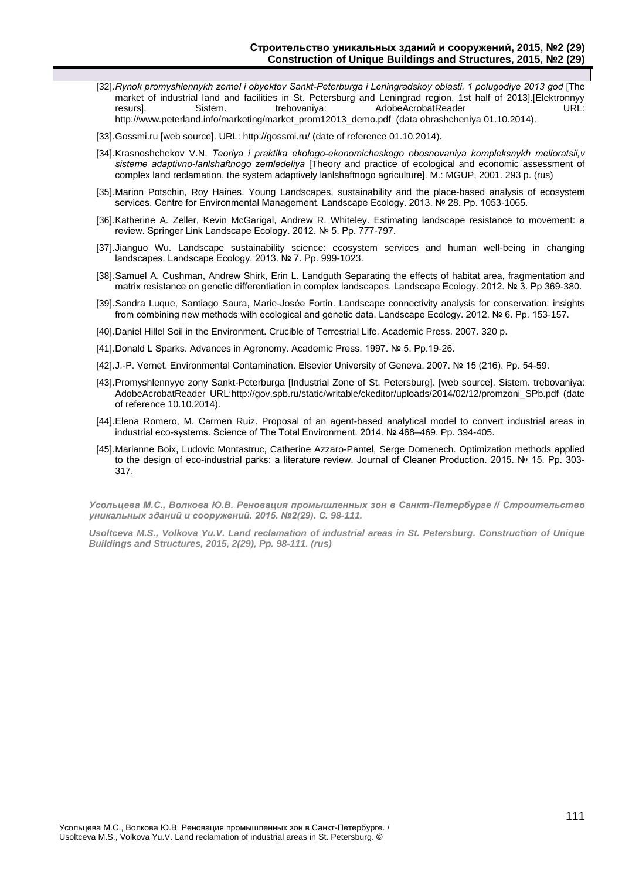[32]. *Rynok promyshlennykh zemel i obyektov Sankt-Peterburga i Leningradskoy oblasti. 1 polugodiye 2013 god* [The market of industrial land and facilities in St. Petersburg and Leningrad region. 1st half of 2013].[Elektronnyy resurs]. Sistem. trebovaniya: AdobeAcrobatReader URL: http://www.peterland.info/marketing/market_prom12013_demo.pdf (data obrashcheniya 01.10.2014).

[33]. Gossmi.ru [web source]. URL: http://gossmi.ru/ (date of reference 01.10.2014).

[34]. Krasnoshchekov V.N. *Teoriya i praktika ekologo-ekonomicheskogo obosnovaniya kompleksnykh melioratsii,v sisteme adaptivno-lanlshaftnogo zemledeliya* [Theory and practice of ecological and economic assessment of complex land reclamation, the system adaptively lanlshaftnogo agriculture]. M.: MGUP, 2001. 293 p. (rus)

[35]. Marion Potschin, Roy Haines. Young Landscapes, sustainability and the place-based analysis of ecosystem services. Centre for Environmental Management. Landscape Ecology. 2013. № 28. Pp. 1053-1065.

[36]. Katherine A. Zeller, Kevin McGarigal, Andrew R. Whiteley. Estimating landscape resistance to movement: a review. Springer Link Landscape Ecology. 2012. № 5. Pp. 777-797.

[37]. Jianguo Wu. Landscape sustainability science: ecosystem services and human well-being in changing landscapes. Landscape Ecology. 2013. № 7. Pp. 999-1023.

[38]. Samuel A. Cushman, Andrew Shirk, Erin L. Landguth Separating the effects of habitat area, fragmentation and matrix resistance on genetic differentiation in complex landscapes. Landscape Ecology. 2012. № 3. Pp 369-380.

[39]. Sandra Luque, Santiago Saura, Marie-Josée Fortin. Landscape connectivity analysis for conservation: insights from combining new methods with ecological and genetic data. Landscape Ecology. 2012. № 6. Pp. 153-157.

[40]. Daniel Hillel Soil in the Environment. Crucible of Terrestrial Life. Academic Press. 2007. 320 p.

[41]. Donald L Sparks. Advances in Agronomy. Academic Press. 1997. № 5. Pp.19-26.

[42]. J.-P. Vernet. Environmental Contamination. Elsevier University of Geneva. 2007. № 15 (216). Pp. 54-59.

[43]. Promyshlennyye zony Sankt-Peterburga [Industrial Zone of St. Petersburg]. [web source]. Sistem. trebovaniya: AdobeAcrobatReader URL:http://gov.spb.ru/static/writable/ckeditor/uploads/2014/02/12/promzoni_SPb.pdf (date of reference 10.10.2014).

[44]. Elena Romero, M. Carmen Ruiz. Proposal of an agent-based analytical model to convert industrial areas in industrial eco-systems. Science of The Total Environment. 2014. № 468–469. Pp. 394-405.

[45]. Marianne Boix, Ludovic Montastruc, Catherine Azzaro-Pantel, Serge Domenech. Optimization methods applied to the design of eco-industrial parks: a literature review. Journal of Cleaner Production. 2015. № 15. Pp. 303-317.

***Усольцева М.С., Волкова Ю.В. Реновация промышленных зон в Санкт-Петербурге // Строительство уникальных зданий и сооружений. 2015. №2(29). С. 98-111.***

***Usoltceva M.S., Volkova Yu.V. Land reclamation of industrial areas in St. Petersburg. Construction of Unique Buildings and Structures, 2015, 2(29), Pp. 98-111. (rus)***